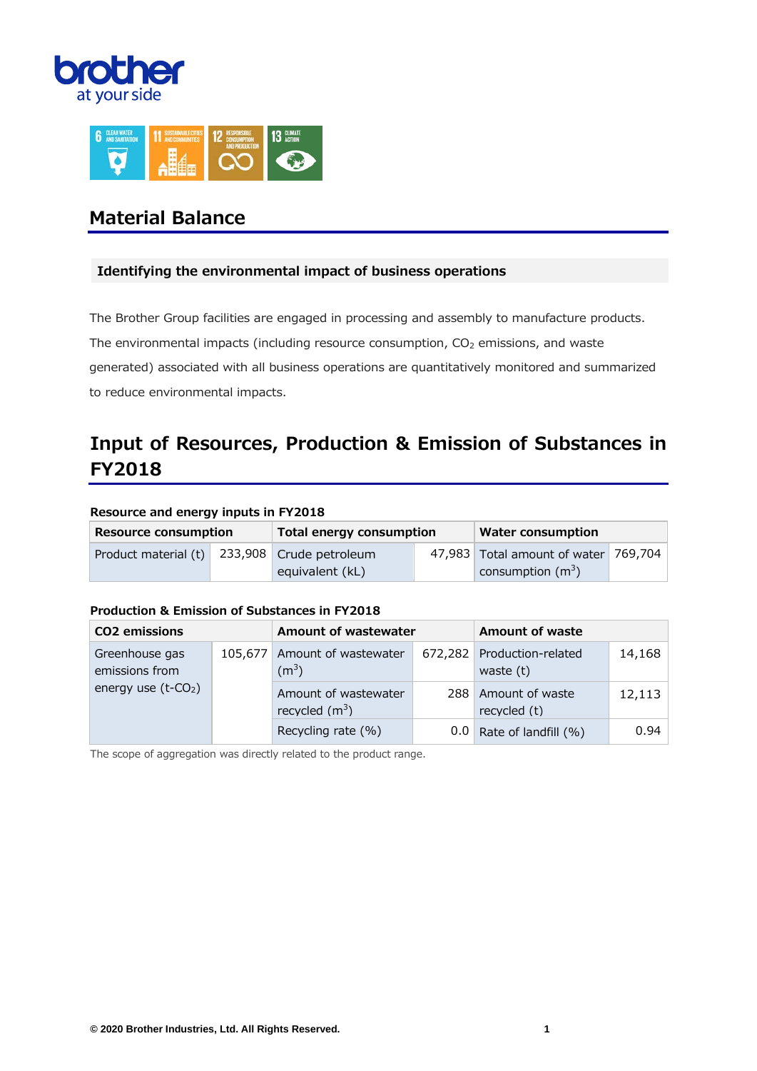# Material Balance

## Identifying the environmental impact of business operations

The Brother Group facilities are engaged in processing and assembly to manufacture products. The environmental impacts (including resource consumption, $CO_2$ emissions, and waste generated) associated with all business operations are quantitatively monitored and summarized to reduce environmental impacts.

# Input of Resources, Production & Emission of Substances in FY2018

**Resource and energy inputs in FY2018**

| Resource consumption | | Total energy consumption | | Water consumption | |
|---|---|---|---|---|---|
| Product material (t) | 233,908 | Crude petroleum equivalent (kL) | 47,983 | Total amount of water consumption ($m^3$) | 769,704 |

**Production & Emission of Substances in FY2018**

| CO2 emissions | | Amount of wastewater | | Amount of waste | |
|---|---|---|---|---|---|
| Greenhouse gas emissions from energy use (t-$CO_2$) | 105,677 | Amount of wastewater ($m^3$) | 672,282 | Production-related waste (t) | 14,168 |
| | | Amount of wastewater recycled ($m^3$) | 288 | Amount of waste recycled (t) | 12,113 |
| | | Recycling rate (%) | 0.0 | Rate of landfill (%) | 0.94 |

The scope of aggregation was directly related to the product range.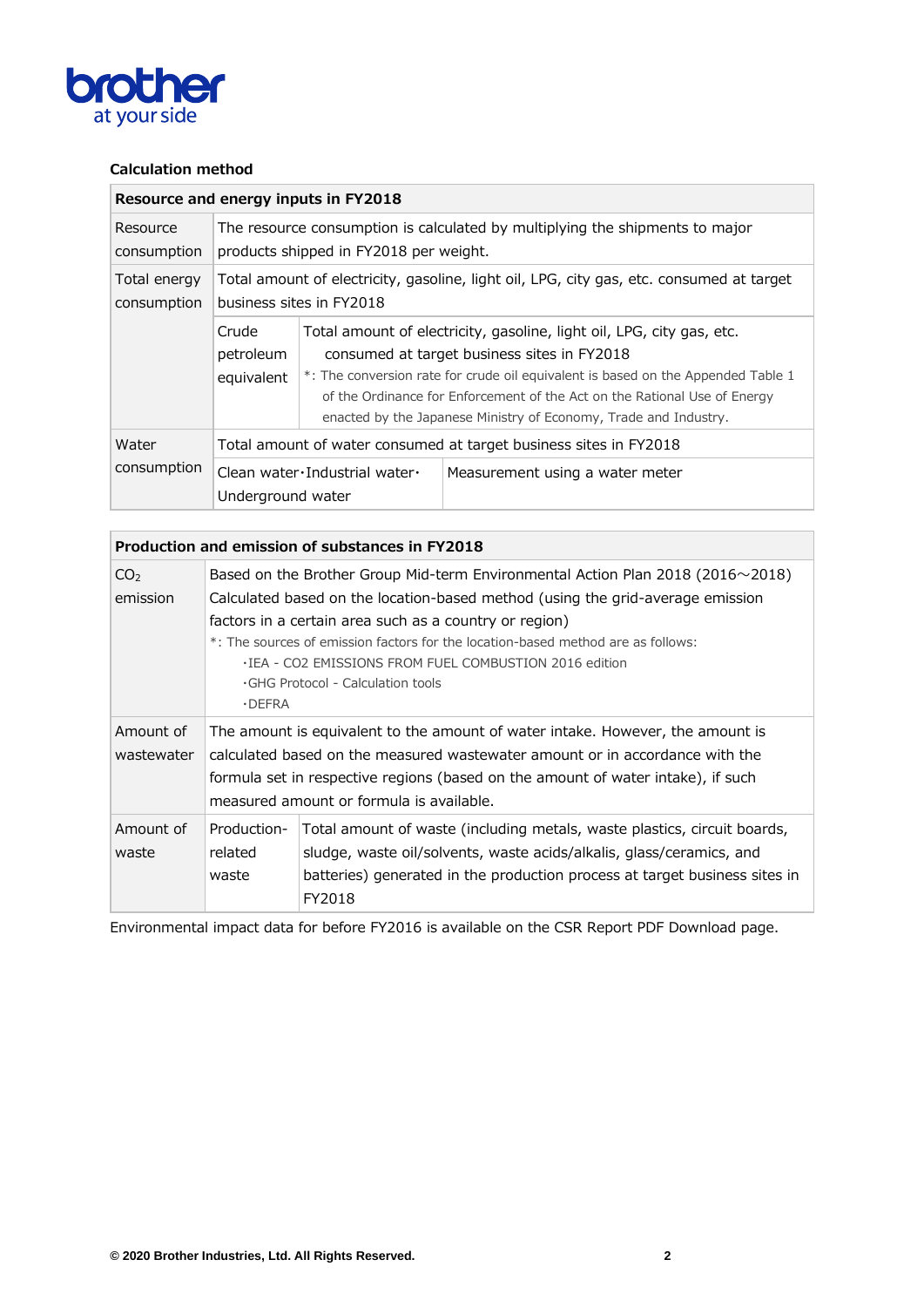**Calculation method**

| Resource and energy inputs in FY2018 | | |
|---|---|---|
| Resource consumption | The resource consumption is calculated by multiplying the shipments to major products shipped in FY2018 per weight. | |
| Total energy consumption | Total amount of electricity, gasoline, light oil, LPG, city gas, etc. consumed at target business sites in FY2018 | |
| | Crude petroleum equivalent | Total amount of electricity, gasoline, light oil, LPG, city gas, etc. consumed at target business sites in FY2018<br>*: The conversion rate for crude oil equivalent is based on the Appended Table 1 of the Ordinance for Enforcement of the Act on the Rational Use of Energy enacted by the Japanese Ministry of Economy, Trade and Industry. |
| Water consumption | Total amount of water consumed at target business sites in FY2018 | |
| | Clean water・Industrial water・Underground water | Measurement using a water meter |

| Production and emission of substances in FY2018 | | |
|---|---|---|
| $CO_2$ emission | Based on the Brother Group Mid-term Environmental Action Plan 2018 (2016～2018)<br>Calculated based on the location-based method (using the grid-average emission factors in a certain area such as a country or region)<br>*: The sources of emission factors for the location-based method are as follows:<br>・IEA - CO2 EMISSIONS FROM FUEL COMBUSTION 2016 edition<br>・GHG Protocol - Calculation tools<br>・DEFRA | |
| Amount of wastewater | The amount is equivalent to the amount of water intake. However, the amount is calculated based on the measured wastewater amount or in accordance with the formula set in respective regions (based on the amount of water intake), if such measured amount or formula is available. | |
| Amount of waste | Production-related waste | Total amount of waste (including metals, waste plastics, circuit boards, sludge, waste oil/solvents, waste acids/alkalis, glass/ceramics, and batteries) generated in the production process at target business sites in FY2018 |

Environmental impact data for before FY2016 is available on the CSR Report PDF Download page.

© 2020 Brother Industries, Ltd. All Rights Reserved.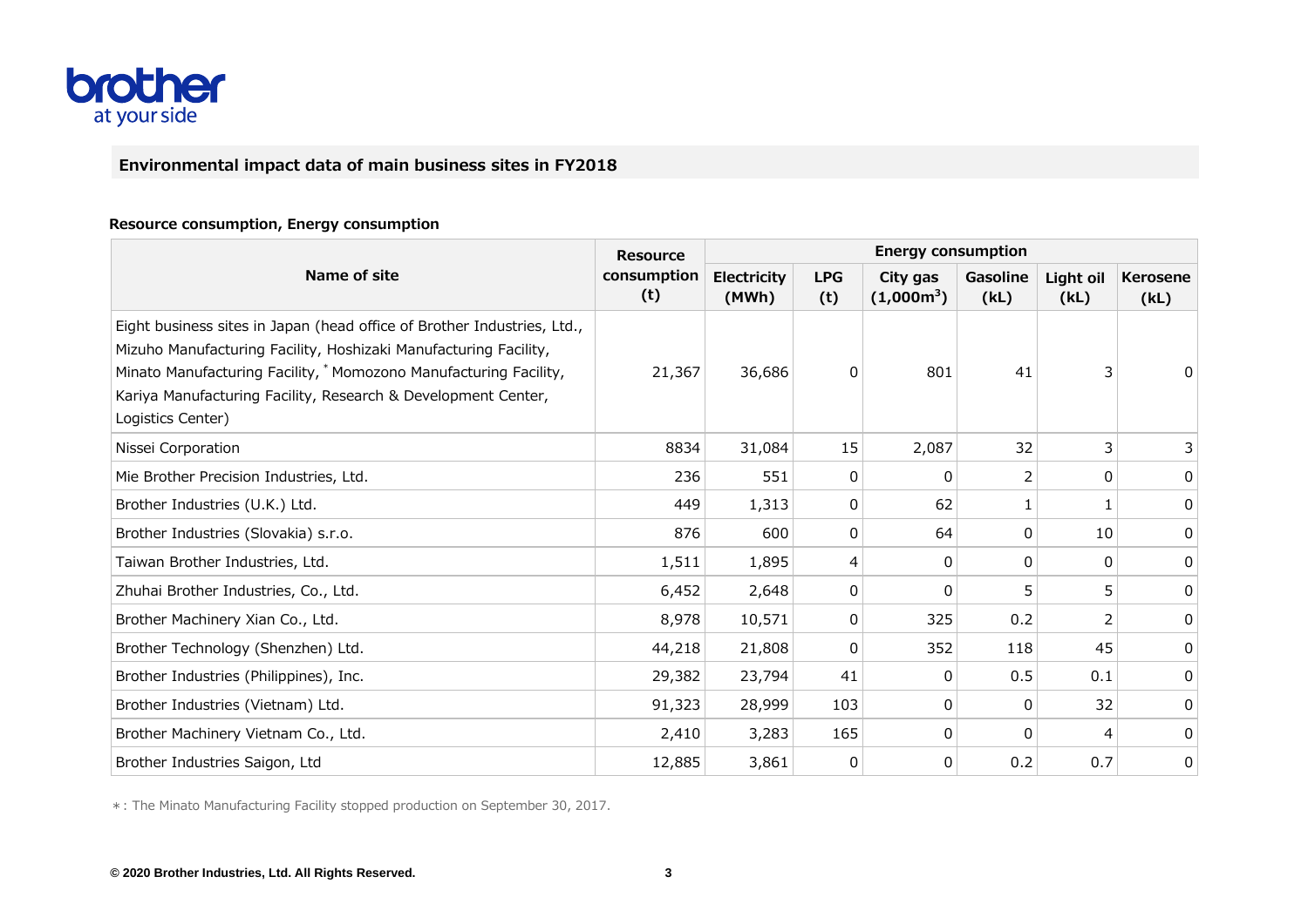## Environmental impact data of main business sites in FY2018

### Resource consumption, Energy consumption

| Name of site | Resource consumption (t) | Energy consumption | | | | | |
|---|---|---|---|---|---|---|---|
| | | Electricity (MWh) | LPG (t) | City gas (1,000m$^3$) | Gasoline (kL) | Light oil (kL) | Kerosene (kL) |
| Eight business sites in Japan (head office of Brother Industries, Ltd., Mizuho Manufacturing Facility, Hoshizaki Manufacturing Facility, Minato Manufacturing Facility, * Momozono Manufacturing Facility, Kariya Manufacturing Facility, Research & Development Center, Logistics Center) | 21,367 | 36,686 | 0 | 801 | 41 | 3 | 0 |
| Nissei Corporation | 8834 | 31,084 | 15 | 2,087 | 32 | 3 | 3 |
| Mie Brother Precision Industries, Ltd. | 236 | 551 | 0 | 0 | 2 | 0 | 0 |
| Brother Industries (U.K.) Ltd. | 449 | 1,313 | 0 | 62 | 1 | 1 | 0 |
| Brother Industries (Slovakia) s.r.o. | 876 | 600 | 0 | 64 | 0 | 10 | 0 |
| Taiwan Brother Industries, Ltd. | 1,511 | 1,895 | 4 | 0 | 0 | 0 | 0 |
| Zhuhai Brother Industries, Co., Ltd. | 6,452 | 2,648 | 0 | 0 | 5 | 5 | 0 |
| Brother Machinery Xian Co., Ltd. | 8,978 | 10,571 | 0 | 325 | 0.2 | 2 | 0 |
| Brother Technology (Shenzhen) Ltd. | 44,218 | 21,808 | 0 | 352 | 118 | 45 | 0 |
| Brother Industries (Philippines), Inc. | 29,382 | 23,794 | 41 | 0 | 0.5 | 0.1 | 0 |
| Brother Industries (Vietnam) Ltd. | 91,323 | 28,999 | 103 | 0 | 0 | 32 | 0 |
| Brother Machinery Vietnam Co., Ltd. | 2,410 | 3,283 | 165 | 0 | 0 | 4 | 0 |
| Brother Industries Saigon, Ltd | 12,885 | 3,861 | 0 | 0 | 0.2 | 0.7 | 0 |

＊: The Minato Manufacturing Facility stopped production on September 30, 2017.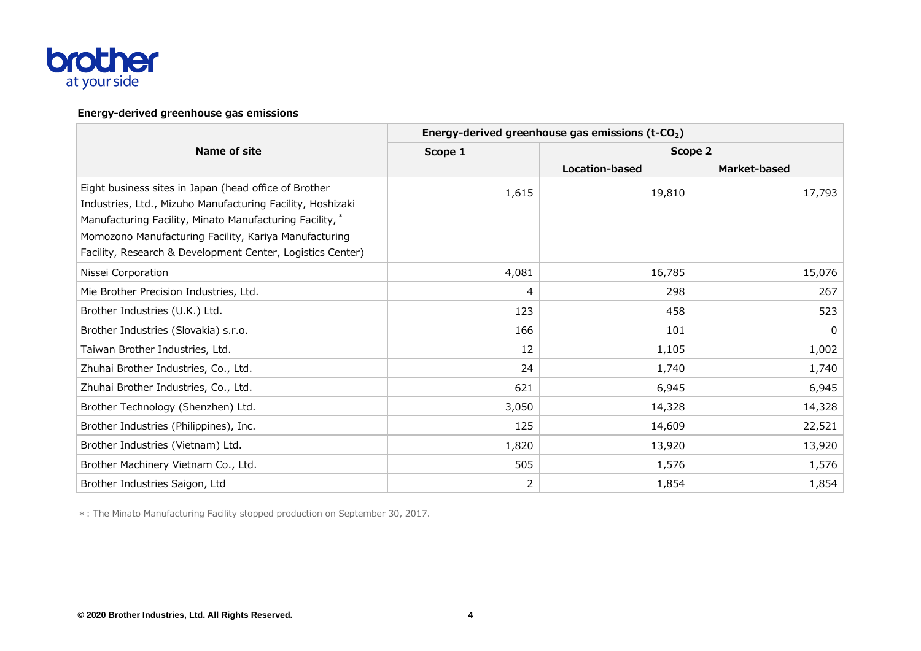### Energy-derived greenhouse gas emissions

| Name of site | Energy-derived greenhouse gas emissions (t-$CO_2$) | | |
|---|---|---|---|
| | Scope 1 | Scope 2 | |
| | | Location-based | Market-based |
| Eight business sites in Japan (head office of Brother Industries, Ltd., Mizuho Manufacturing Facility, Hoshizaki Manufacturing Facility, Minato Manufacturing Facility, * Momozono Manufacturing Facility, Kariya Manufacturing Facility, Research & Development Center, Logistics Center) | 1,615 | 19,810 | 17,793 |
| Nissei Corporation | 4,081 | 16,785 | 15,076 |
| Mie Brother Precision Industries, Ltd. | 4 | 298 | 267 |
| Brother Industries (U.K.) Ltd. | 123 | 458 | 523 |
| Brother Industries (Slovakia) s.r.o. | 166 | 101 | 0 |
| Taiwan Brother Industries, Ltd. | 12 | 1,105 | 1,002 |
| Zhuhai Brother Industries, Co., Ltd. | 24 | 1,740 | 1,740 |
| Zhuhai Brother Industries, Co., Ltd. | 621 | 6,945 | 6,945 |
| Brother Technology (Shenzhen) Ltd. | 3,050 | 14,328 | 14,328 |
| Brother Industries (Philippines), Inc. | 125 | 14,609 | 22,521 |
| Brother Industries (Vietnam) Ltd. | 1,820 | 13,920 | 13,920 |
| Brother Machinery Vietnam Co., Ltd. | 505 | 1,576 | 1,576 |
| Brother Industries Saigon, Ltd | 2 | 1,854 | 1,854 |

＊: The Minato Manufacturing Facility stopped production on September 30, 2017.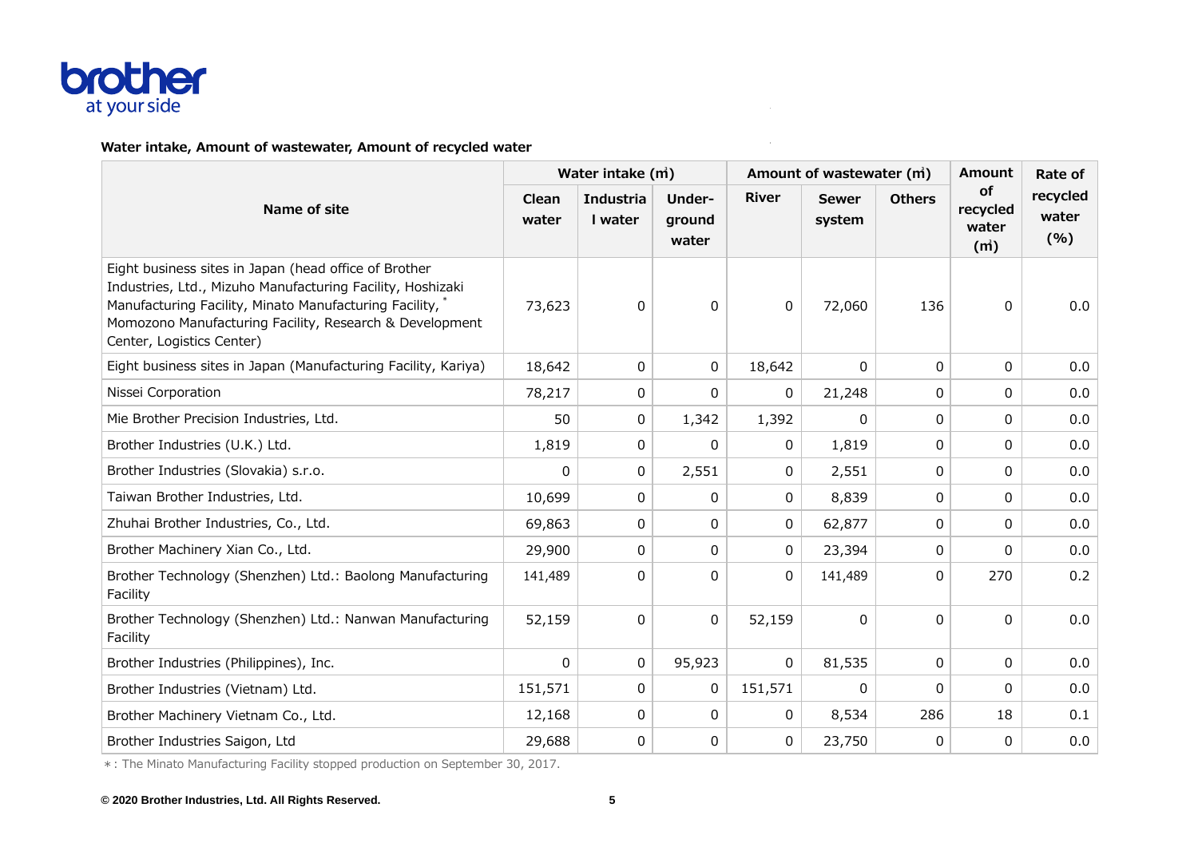**Water intake, Amount of wastewater, Amount of recycled water**

| Name of site | Water intake (㎥) | | | Amount of wastewater (㎥) | | | Amount of recycled water (㎥) | Rate of recycled water (%) |
|---|---|---|---|---|---|---|---|---|
| | Clean water | Industrial water | Under-ground water | River | Sewer system | Others | | |
| Eight business sites in Japan (head office of Brother Industries, Ltd., Mizuho Manufacturing Facility, Hoshizaki Manufacturing Facility, Minato Manufacturing Facility,* Momozono Manufacturing Facility, Research & Development Center, Logistics Center) | 73,623 | 0 | 0 | 0 | 72,060 | 136 | 0 | 0.0 |
| Eight business sites in Japan (Manufacturing Facility, Kariya) | 18,642 | 0 | 0 | 18,642 | 0 | 0 | 0 | 0.0 |
| Nissei Corporation | 78,217 | 0 | 0 | 0 | 21,248 | 0 | 0 | 0.0 |
| Mie Brother Precision Industries, Ltd. | 50 | 0 | 1,342 | 1,392 | 0 | 0 | 0 | 0.0 |
| Brother Industries (U.K.) Ltd. | 1,819 | 0 | 0 | 0 | 1,819 | 0 | 0 | 0.0 |
| Brother Industries (Slovakia) s.r.o. | 0 | 0 | 2,551 | 0 | 2,551 | 0 | 0 | 0.0 |
| Taiwan Brother Industries, Ltd. | 10,699 | 0 | 0 | 0 | 8,839 | 0 | 0 | 0.0 |
| Zhuhai Brother Industries, Co., Ltd. | 69,863 | 0 | 0 | 0 | 62,877 | 0 | 0 | 0.0 |
| Brother Machinery Xian Co., Ltd. | 29,900 | 0 | 0 | 0 | 23,394 | 0 | 0 | 0.0 |
| Brother Technology (Shenzhen) Ltd.: Baolong Manufacturing Facility | 141,489 | 0 | 0 | 0 | 141,489 | 0 | 270 | 0.2 |
| Brother Technology (Shenzhen) Ltd.: Nanwan Manufacturing Facility | 52,159 | 0 | 0 | 52,159 | 0 | 0 | 0 | 0.0 |
| Brother Industries (Philippines), Inc. | 0 | 0 | 95,923 | 0 | 81,535 | 0 | 0 | 0.0 |
| Brother Industries (Vietnam) Ltd. | 151,571 | 0 | 0 | 151,571 | 0 | 0 | 0 | 0.0 |
| Brother Machinery Vietnam Co., Ltd. | 12,168 | 0 | 0 | 0 | 8,534 | 286 | 18 | 0.1 |
| Brother Industries Saigon, Ltd | 29,688 | 0 | 0 | 0 | 23,750 | 0 | 0 | 0.0 |

＊: The Minato Manufacturing Facility stopped production on September 30, 2017.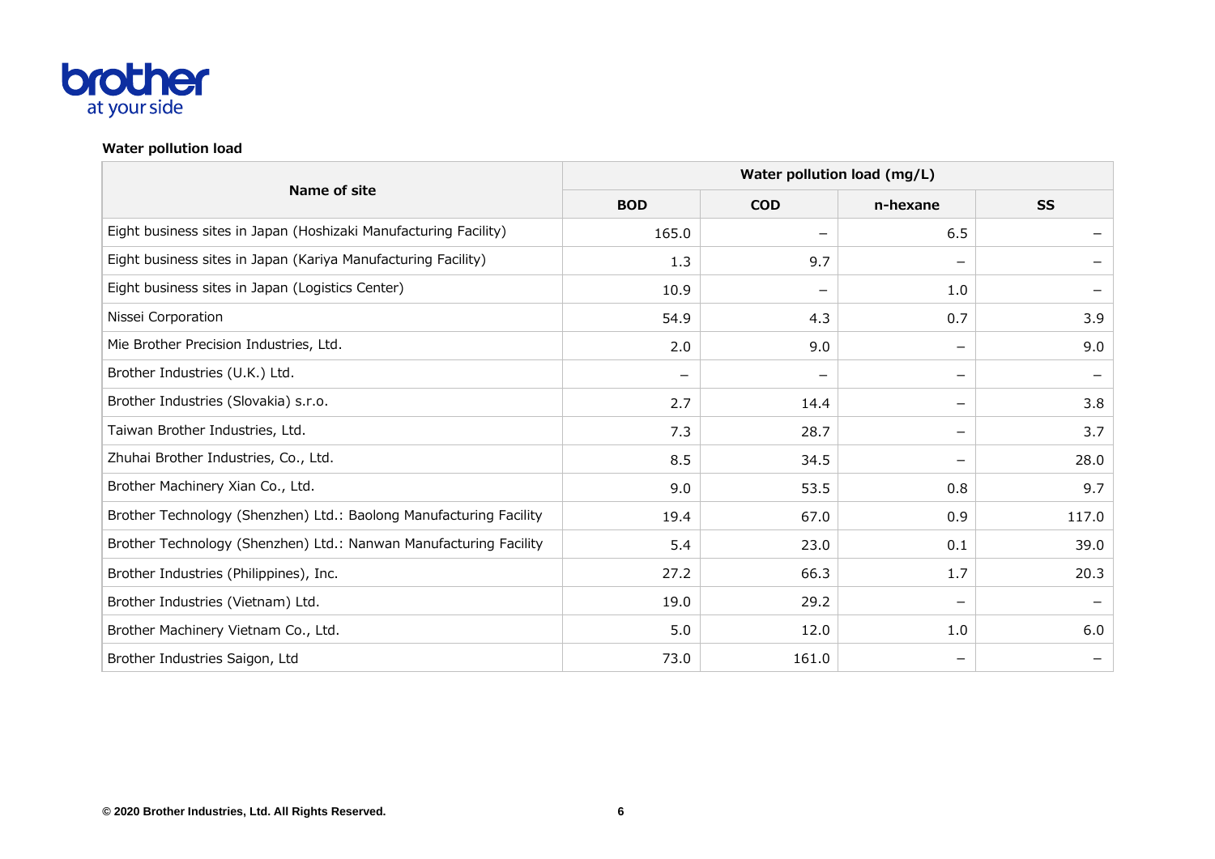## Water pollution load

| Name of site | Water pollution load (mg/L) | | | |
|---|---|---|---|---|
| | BOD | COD | n-hexane | SS |
| Eight business sites in Japan (Hoshizaki Manufacturing Facility) | 165.0 | – | 6.5 | – |
| Eight business sites in Japan (Kariya Manufacturing Facility) | 1.3 | 9.7 | – | – |
| Eight business sites in Japan (Logistics Center) | 10.9 | – | 1.0 | – |
| Nissei Corporation | 54.9 | 4.3 | 0.7 | 3.9 |
| Mie Brother Precision Industries, Ltd. | 2.0 | 9.0 | – | 9.0 |
| Brother Industries (U.K.) Ltd. | – | – | – | – |
| Brother Industries (Slovakia) s.r.o. | 2.7 | 14.4 | – | 3.8 |
| Taiwan Brother Industries, Ltd. | 7.3 | 28.7 | – | 3.7 |
| Zhuhai Brother Industries, Co., Ltd. | 8.5 | 34.5 | – | 28.0 |
| Brother Machinery Xian Co., Ltd. | 9.0 | 53.5 | 0.8 | 9.7 |
| Brother Technology (Shenzhen) Ltd.: Baolong Manufacturing Facility | 19.4 | 67.0 | 0.9 | 117.0 |
| Brother Technology (Shenzhen) Ltd.: Nanwan Manufacturing Facility | 5.4 | 23.0 | 0.1 | 39.0 |
| Brother Industries (Philippines), Inc. | 27.2 | 66.3 | 1.7 | 20.3 |
| Brother Industries (Vietnam) Ltd. | 19.0 | 29.2 | – | – |
| Brother Machinery Vietnam Co., Ltd. | 5.0 | 12.0 | 1.0 | 6.0 |
| Brother Industries Saigon, Ltd | 73.0 | 161.0 | – | – |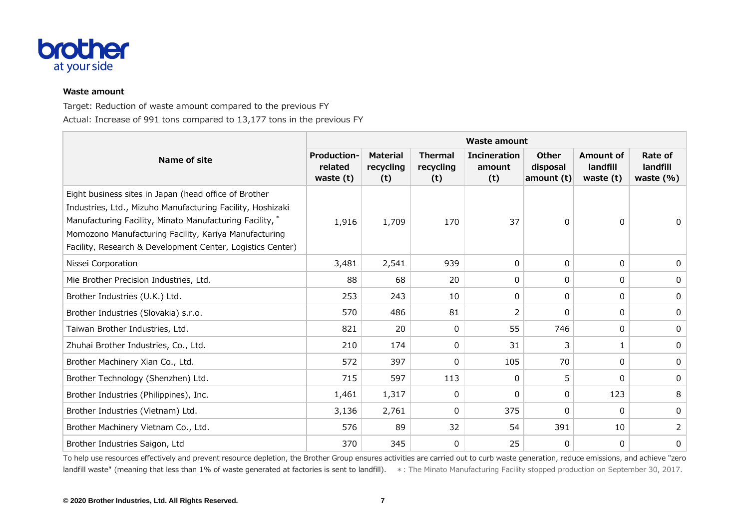**Waste amount**

Target: Reduction of waste amount compared to the previous FY

Actual: Increase of 991 tons compared to 13,177 tons in the previous FY

| Name of site | Waste amount | | | | | | |
|---|---|---|---|---|---|---|---|
| | Production-related waste (t) | Material recycling (t) | Thermal recycling (t) | Incineration amount (t) | Other disposal amount (t) | Amount of landfill waste (t) | Rate of landfill waste (%) |
| Eight business sites in Japan (head office of Brother Industries, Ltd., Mizuho Manufacturing Facility, Hoshizaki Manufacturing Facility, Minato Manufacturing Facility,* Momozono Manufacturing Facility, Kariya Manufacturing Facility, Research & Development Center, Logistics Center) | 1,916 | 1,709 | 170 | 37 | 0 | 0 | 0 |
| Nissei Corporation | 3,481 | 2,541 | 939 | 0 | 0 | 0 | 0 |
| Mie Brother Precision Industries, Ltd. | 88 | 68 | 20 | 0 | 0 | 0 | 0 |
| Brother Industries (U.K.) Ltd. | 253 | 243 | 10 | 0 | 0 | 0 | 0 |
| Brother Industries (Slovakia) s.r.o. | 570 | 486 | 81 | 2 | 0 | 0 | 0 |
| Taiwan Brother Industries, Ltd. | 821 | 20 | 0 | 55 | 746 | 0 | 0 |
| Zhuhai Brother Industries, Co., Ltd. | 210 | 174 | 0 | 31 | 3 | 1 | 0 |
| Brother Machinery Xian Co., Ltd. | 572 | 397 | 0 | 105 | 70 | 0 | 0 |
| Brother Technology (Shenzhen) Ltd. | 715 | 597 | 113 | 0 | 5 | 0 | 0 |
| Brother Industries (Philippines), Inc. | 1,461 | 1,317 | 0 | 0 | 0 | 123 | 8 |
| Brother Industries (Vietnam) Ltd. | 3,136 | 2,761 | 0 | 375 | 0 | 0 | 0 |
| Brother Machinery Vietnam Co., Ltd. | 576 | 89 | 32 | 54 | 391 | 10 | 2 |
| Brother Industries Saigon, Ltd | 370 | 345 | 0 | 25 | 0 | 0 | 0 |

To help use resources effectively and prevent resource depletion, the Brother Group ensures activities are carried out to curb waste generation, reduce emissions, and achieve "zero landfill waste" (meaning that less than 1% of waste generated at factories is sent to landfill). ＊: The Minato Manufacturing Facility stopped production on September 30, 2017.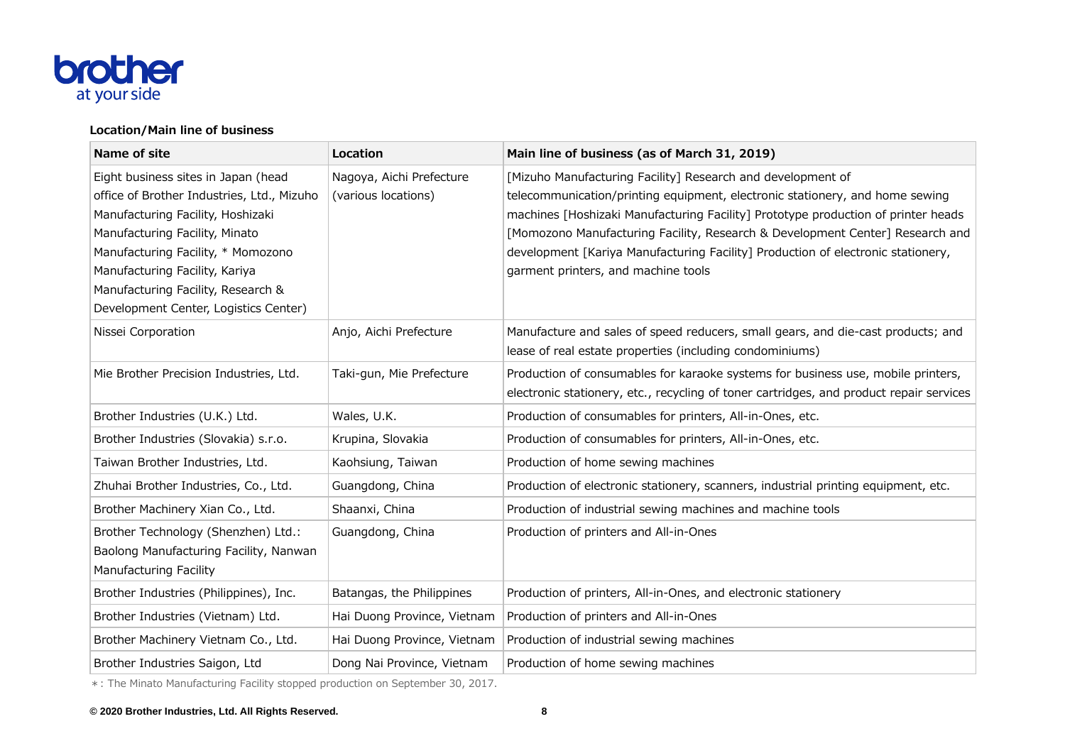**Location/Main line of business**

| Name of site | Location | Main line of business (as of March 31, 2019) |
|---|---|---|
| Eight business sites in Japan (head office of Brother Industries, Ltd., Mizuho Manufacturing Facility, Hoshizaki Manufacturing Facility, Minato Manufacturing Facility, * Momozono Manufacturing Facility, Kariya Manufacturing Facility, Research & Development Center, Logistics Center) | Nagoya, Aichi Prefecture (various locations) | [Mizuho Manufacturing Facility] Research and development of telecommunication/printing equipment, electronic stationery, and home sewing machines [Hoshizaki Manufacturing Facility] Prototype production of printer heads [Momozono Manufacturing Facility, Research & Development Center] Research and development [Kariya Manufacturing Facility] Production of electronic stationery, garment printers, and machine tools |
| Nissei Corporation | Anjo, Aichi Prefecture | Manufacture and sales of speed reducers, small gears, and die-cast products; and lease of real estate properties (including condominiums) |
| Mie Brother Precision Industries, Ltd. | Taki-gun, Mie Prefecture | Production of consumables for karaoke systems for business use, mobile printers, electronic stationery, etc., recycling of toner cartridges, and product repair services |
| Brother Industries (U.K.) Ltd. | Wales, U.K. | Production of consumables for printers, All-in-Ones, etc. |
| Brother Industries (Slovakia) s.r.o. | Krupina, Slovakia | Production of consumables for printers, All-in-Ones, etc. |
| Taiwan Brother Industries, Ltd. | Kaohsiung, Taiwan | Production of home sewing machines |
| Zhuhai Brother Industries, Co., Ltd. | Guangdong, China | Production of electronic stationery, scanners, industrial printing equipment, etc. |
| Brother Machinery Xian Co., Ltd. | Shaanxi, China | Production of industrial sewing machines and machine tools |
| Brother Technology (Shenzhen) Ltd.: Baolong Manufacturing Facility, Nanwan Manufacturing Facility | Guangdong, China | Production of printers and All-in-Ones |
| Brother Industries (Philippines), Inc. | Batangas, the Philippines | Production of printers, All-in-Ones, and electronic stationery |
| Brother Industries (Vietnam) Ltd. | Hai Duong Province, Vietnam | Production of printers and All-in-Ones |
| Brother Machinery Vietnam Co., Ltd. | Hai Duong Province, Vietnam | Production of industrial sewing machines |
| Brother Industries Saigon, Ltd | Dong Nai Province, Vietnam | Production of home sewing machines |

＊: The Minato Manufacturing Facility stopped production on September 30, 2017.

© 2020 Brother Industries, Ltd. All Rights Reserved.